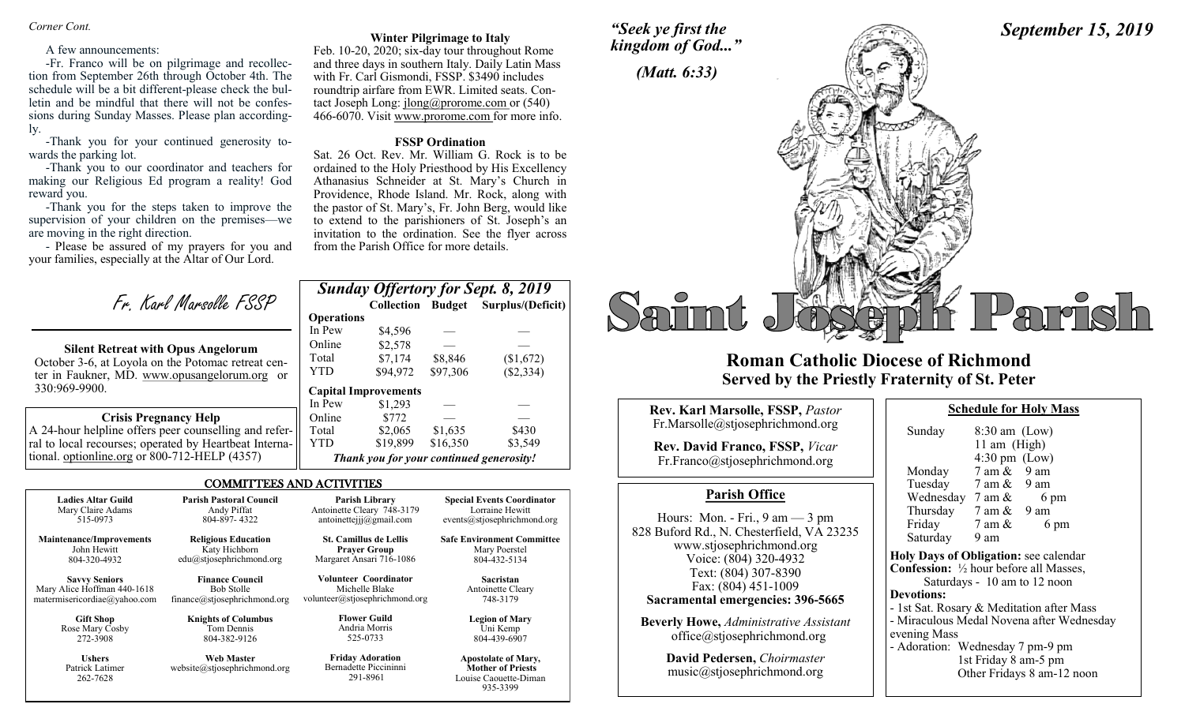*Corner Cont.*

A few announcements:

-Fr. Franco will be on pilgrimage and recollection from September 26th through October 4th. The schedule will be a bit different-please check the bulletin and be mindful that there will not be confessions during Sunday Masses. Please plan accordingly.

-Thank you for your continued generosity towards the parking lot.

-Thank you to our coordinator and teachers for making our Religious Ed program a reality! God reward you.

-Thank you for the steps taken to improve the supervision of your children on the premises—we are moving in the right direction.

- Please be assured of my prayers for you and your families, especially at the Altar of Our Lord.

*Fr. Karl Marsolle FSSP*

**Silent Retreat with Opus Angelorum**

October 3-6, at Loyola on the Potomac retreat center in Faukner, MD. www.opusangelorum.org or 330:969-9900.

**Crisis Pregnancy Help**

A 24-hour helpline offers peer counselling and referral to local recourses; operated by Heartbeat International. optionline.org or 800-712-HELP (4357)

**Winter Pilgrimage to Italy**

Feb. 10-20, 2020; six-day tour throughout Rome and three days in southern Italy. Daily Latin Mass with Fr. Carl Gismondi, FSSP. $3490 includes roundtrip airfare from EWR. Limited seats. Contact Joseph Long: jlong@prorome.com or (540) 466-6070. Visit www.prorome.com for more info.

**FSSP Ordination**

Sat. 26 Oct. Rev. Mr. William G. Rock is to be ordained to the Holy Priesthood by His Excellency Athanasius Schneider at St. Mary's Church in Providence, Rhode Island. Mr. Rock, along with the pastor of St. Mary's, Fr. John Berg, would like to extend to the parishioners of St. Joseph's an invitation to the ordination. See the flyer across from the Parish Office for more details.

## *Sunday Offertory for Sept. 8, 2019*

| | Collection | Budget | Surplus/(Deficit) |
|---|---|---|---|
| **Operations** | | | |
| In Pew | $4,596 | — | — |
| Online | $2,578 | — | — |
| Total | $7,174 | $8,846 | ($1,672) |
| YTD | $94,972 | $97,306 | ($2,334) |
| **Capital Improvements** | | | |
| In Pew | $1,293 | — | — |
| Online | $772 | — | — |
| Total | $2,065 | $1,635 | $430 |
| YTD | $19,899 | $16,350 | $3,549 |

*Thank you for your continued generosity!*

## COMMITTEES AND ACTIVITIES

| | | | |
|---|---|---|---|
| **Ladies Altar Guild**<br>Mary Claire Adams<br>515-0973 | **Parish Pastoral Council**<br>Andy Piffat<br>804-897- 4322 | **Parish Library**<br>Antoinette Cleary 748-3179<br>antoinettejjj@gmail.com | **Special Events Coordinator**<br>Lorraine Hewitt<br>events@stjosephrichmond.org |
| **Maintenance/Improvements**<br>John Hewitt<br>804-320-4932 | **Religious Education**<br>Katy Hichborn<br>edu@stjosephrichmond.org | **St. Camillus de Lellis Prayer Group**<br>Margaret Ansari 716-1086 | **Safe Environment Committee**<br>Mary Poerstel<br>804-432-5134 |
| **Savvy Seniors**<br>Mary Alice Hoffman 440-1618<br>matermisericordiae@yahoo.com | **Finance Council**<br>Bob Stolle<br>finance@stjosephrichmond.org | **Volunteer Coordinator**<br>Michelle Blake<br>volunteer@stjosephrichmond.org | **Sacristan**<br>Antoinette Cleary<br>748-3179 |
| **Gift Shop**<br>Rose Mary Cosby<br>272-3908 | **Knights of Columbus**<br>Tom Dennis<br>804-382-9126 | **Flower Guild**<br>Andria Morris<br>525-0733 | **Legion of Mary**<br>Uni Kemp<br>804-439-6907 |
| **Ushers**<br>Patrick Latimer<br>262-7628 | **Web Master**<br>website@stjosephrichmond.org | **Friday Adoration**<br>Bernadette Piccininni<br>291-8961 | **Apostolate of Mary, Mother of Priests**<br>Louise Caouette-Diman<br>935-3399 |

*"Seek ye first the kingdom of God..."*

*(Matt. 6:33)*

***September 15, 2019***

# Saint Joseph Parish

## Roman Catholic Diocese of Richmond
### Served by the Priestly Fraternity of St. Peter

**Rev. Karl Marsolle, FSSP,** *Pastor*
Fr.Marsolle@stjosephrichmond.org

**Rev. David Franco, FSSP,** *Vicar*
Fr.Franco@stjosephrichmond.org

### Parish Office

Hours: Mon. - Fri., 9 am — 3 pm
828 Buford Rd., N. Chesterfield, VA 23235
www.stjosephrichmond.org
Voice: (804) 320-4932
Text: (804) 307-8390
Fax: (804) 451-1009
**Sacramental emergencies: 396-5665**

**Beverly Howe,** *Administrative Assistant*
office@stjosephrichmond.org

**David Pedersen,** *Choirmaster*
music@stjosephrichmond.org

### Schedule for Holy Mass

| | |
|---|---|
| Sunday | 8:30 am (Low)<br>11 am (High)<br>4:30 pm (Low) |
| Monday | 7 am & 9 am |
| Tuesday | 7 am & 9 am |
| Wednesday | 7 am & 6 pm |
| Thursday | 7 am & 9 am |
| Friday | 7 am & 6 pm |
| Saturday | 9 am |

**Holy Days of Obligation:** see calendar
**Confession:** ½ hour before all Masses, Saturdays - 10 am to 12 noon
**Devotions:**
- 1st Sat. Rosary & Meditation after Mass
- Miraculous Medal Novena after Wednesday evening Mass
- Adoration: Wednesday 7 pm-9 pm
  1st Friday 8 am-5 pm
  Other Fridays 8 am-12 noon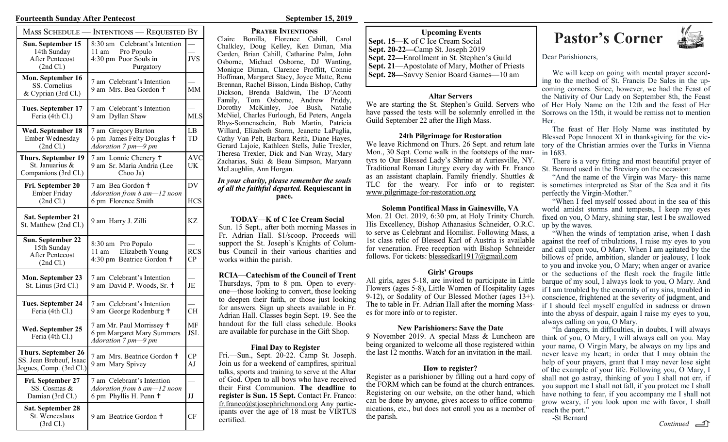**Fourteenth Sunday After Pentecost** **September 15, 2019**

| Mass Schedule — Intentions — Requested By | | |
|---|---|---|
| **Sun. September 15** 14th Sunday After Pentecost (2nd Cl.) | 8:30 am Celebrant's Intention<br>11 am Pro Populo<br>4:30 pm Poor Souls in Purgatory | —<br>—<br>JVS |
| **Mon. September 16** SS. Cornelius & Cyprian (3rd Cl.) | 7 am Celebrant's Intention<br>9 am Mrs. Bea Gordon ✝ | —<br>MM |
| **Tues. September 17** Feria (4th Cl.) | 7 am Celebrant's Intention<br>9 am Dyllan Shaw | —<br>MLS |
| **Wed. September 18** Ember Wednesday (2nd Cl.) | 7 am Gregory Barton<br>6 pm James Felty Douglas ✝<br>*Adoration 7 pm—9 pm* | LB<br>TD |
| **Thurs. September 19** St. Januarius & Companions (3rd Cl.) | 7 am Lonnie Chenery ✝<br>9 am Sr. Maria Andria (Lee Choo Ja) | AVC<br>UK |
| **Fri. September 20** Ember Friday (2nd Cl.) | 7 am Bea Gordon ✝<br>*Adoration from 8 am—12 noon*<br>6 pm Florence Smith | DV<br><br>HCS |
| **Sat. September 21** St. Matthew (2nd Cl.) | 9 am Harry J. Zilli | KZ |
| **Sun. September 22** 15th Sunday After Pentecost (2nd Cl.) | 8:30 am Pro Populo<br>11 am Elizabeth Young<br>4:30 pm Beatrice Gordon ✝ | —<br>RCS<br>CP |
| **Mon. September 23** St. Linus (3rd Cl.) | 7 am Celebrant's Intention<br>9 am David P. Woods, Sr. ✝ | —<br>JE |
| **Tues. September 24** Feria (4th Cl.) | 7 am Celebrant's Intention<br>9 am George Rodenburg ✝ | —<br>CH |
| **Wed. September 25** Feria (4th Cl.) | 7 am Mr. Paul Morrissey ✝<br>6 pm Margaret Mary Summers<br>*Adoration 7 pm—9 pm* | MF<br>JSL |
| **Thurs. September 26** SS. Jean Brebeuf, Isaac Jogues, Comp. (3rd Cl.) | 7 am Mrs. Beatrice Gordon ✝<br>9 am Mary Spivey | CP<br>AJ |
| **Fri. September 27** SS. Cosmas & Damian (3rd Cl.) | 7 am Celebrant's Intention<br>*Adoration from 8 am—12 noon*<br>6 pm Phyllis H. Penn ✝ | —<br><br>JJ |
| **Sat. September 28** St. Wenceslaus (3rd Cl.) | 9 am Beatrice Gordon ✝ | CF |

## Prayer Intentions

Claire Bonilla, Florence Cahill, Carol Chalkley, Doug Kelley, Ken Diman, Mia Carden, Brian Cahill, Catharine Palm, John Osborne, Michael Osborne, DJ Wanting, Monique Diman, Clarence Proffitt, Connie Hoffman, Margaret Stacy, Joyce Matte, Renu Brennan, Rachel Bisson, Linda Bishop, Cathy Dickson, Brenda Baldwin, The D'Aconti Family, Tom Osborne, Andrew Priddy, Dorothy McKinley, Joe Bush, Natalie McNiel, Charles Furlough, Ed Peters, Angela Rhys-Sonnenschein, Bob Martin, Patricia Willard, Elizabeth Storm, Jeanette LaPaglia, Cathy Van Pelt, Barbara Reith, Diane Hayes, Gerard Lajoie, Kathleen Stells, Julie Trexler, Theresa Trexler, Dick and Nan Wray, Mary Zacharias, Suki & Beau Simpson, Maryann McLaughlin, Ann Horgan.

***In your charity, please remember the souls of all the faithful departed.* Requiescant in pace.**

### TODAY—K of C Ice Cream Social

Sun. 15 Sept., after both morning Masses in Fr. Adrian Hall. $1/scoop. Proceeds will support the St. Joseph's Knights of Columbus Council in their various charities and works within the parish.

### RCIA—Catechism of the Council of Trent

Thursdays, 7pm to 8 pm. Open to everyone—those looking to convert, those looking to deepen their faith, or those just looking for answers. Sign up sheets available in Fr. Adrian Hall. Classes begin Sept. 19. See the handout for the full class schedule. Books are available for purchase in the Gift Shop.

### Final Day to Register

Fri.—Sun., Sept. 20-22. Camp St. Joseph. Join us for a weekend of campfires, spiritual talks, sports and training to serve at the Altar of God. Open to all boys who have received their First Communion. **The deadline to register is Sun. 15 Sept.** Contact Fr. Franco: fr.franco@stjosephrichmond.org Any participants over the age of 18 must be VIRTUS certified.

### Upcoming Events

**Sept. 15—**K of C Ice Cream Social
**Sept. 20-22—**Camp St. Joseph 2019
**Sept. 22—**Enrollment in St. Stephen's Guild
**Sept. 21**—Apostolate of Mary, Mother of Priests
**Sept. 28—**Savvy Senior Board Games—10 am

### Altar Servers

We are starting the St. Stephen's Guild. Servers who have passed the tests will be solemnly enrolled in the Guild September 22 after the High Mass.

### 24th Pilgrimage for Restoration

We leave Richmond on Thurs. 26 Sept. and return late Mon., 30 Sept. Come walk in the footsteps of the martyrs to Our Blessed Lady's Shrine at Auriesville, NY. Traditional Roman Liturgy every day with Fr. Franco as an assistant chaplain. Family friendly. Shuttles & TLC for the weary. For info or to register: www.pilgrimage-for-restoration.org

### Solemn Pontifical Mass in Gainesville, VA

Mon. 21 Oct. 2019, 6:30 pm, at Holy Trinity Church. His Excellency, Bishop Athanasius Schneider, O.R.C. to serve as Celebrant and Homilist. Following Mass, a 1st class relic of Blessed Karl of Austria is available for veneration. Free reception with Bishop Schneider follows. For tickets: blessedkarl1917@gmail.com

### Girls' Groups

All girls, ages 5-18, are invited to participate in Little Flowers (ages 5-8), Little Women of Hospitality (ages 9-12), or Sodality of Our Blessed Mother (ages 13+). The to table in Fr. Adrian Hall after the morning Masses for more info or to register.

### New Parishioners: Save the Date

9 November 2019. A special Mass & Luncheon are being organized to welcome all those registered within the last 12 months. Watch for an invitation in the mail.

### How to register?

Register as a parishioner by filling out a hard copy of the FORM which can be found at the church entrances. Registering on our website, on the other hand, which can be done by anyone, gives access to office communications, etc., but does not enroll you as a member of the parish.

# Pastor's Corner

Dear Parishioners,

We will keep on going with mental prayer according to the method of St. Francis De Sales in the upcoming corners. Since, however, we had the Feast of the Nativity of Our Lady on September 8th, the Feast of Her Holy Name on the 12th and the feast of Her Sorrows on the 15th, it would be remiss not to mention Her.

The feast of Her Holy Name was instituted by Blessed Pope Innocent XI in thanksgiving for the victory of the Christian armies over the Turks in Vienna in 1683.

There is a very fitting and most beautiful prayer of St. Bernard used in the Breviary on the occasion:

"And the name of the Virgin was Mary- this name is sometimes interpreted as Star of the Sea and it fits perfectly the Virgin-Mother."

"When I feel myself tossed about in the sea of this world amidst storms and tempests, I keep my eyes fixed on you, O Mary, shining star, lest I be swallowed up by the waves.

"When the winds of temptation arise, when I dash against the reef of tribulations, I raise my eyes to you and call upon you, O Mary. When I am agitated by the billows of pride, ambition, slander or jealousy, I look to you and invoke you, O Mary; when anger or avarice or the seductions of the flesh rock the fragile little barque of my soul, I always look to you, O Mary. And if I am troubled by the enormity of my sins, troubled in conscience, frightened at the severity of judgment, and if I should feel myself engulfed in sadness or drawn into the abyss of despair, again I raise my eyes to you, always calling on you, O Mary.

"In dangers, in difficulties, in doubts, I will always think of you, O Mary, I will always call on you. May your name, O Virgin Mary, be always on my lips and never leave my heart; in order that I may obtain the help of your prayers, grant that I may never lose sight of the example of your life. Following you, O Mary, I shall not go astray, thinking of you I shall not err, if you support me I shall not fall, if you protect me I shall not have nothing to fear, if you accompany me I shall not grow weary, if you look upon me with favor, I shall reach the port."

-St Bernard

*Continued*